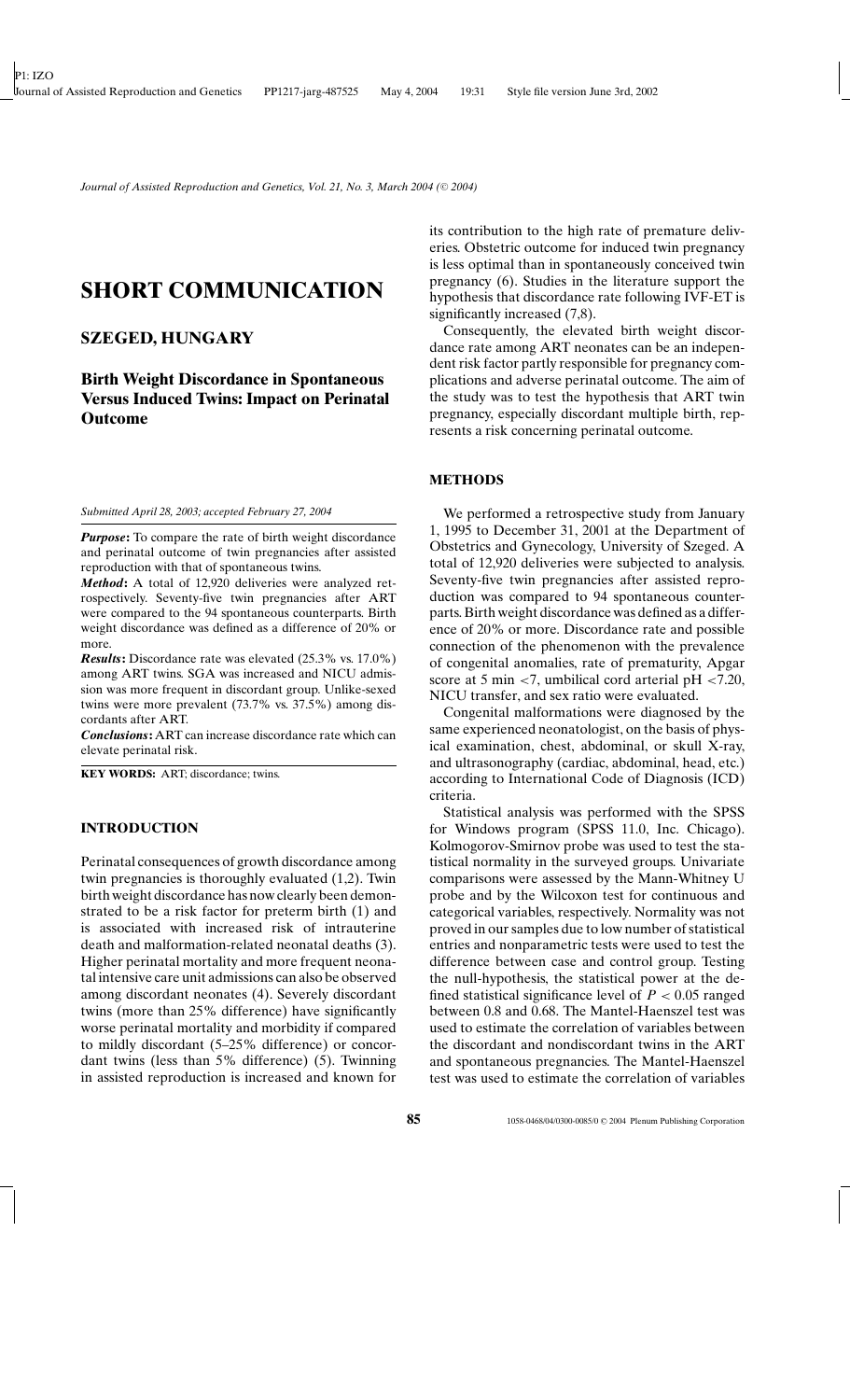# SHORT COMMUNICATION

## SZEGED, HUNGARY

## Birth Weight Discordance in Spontaneous Versus Induced Twins: Impact on Perinatal Outcome

*Submitted April 28, 2003; accepted February 27, 2004*

***Purpose*:** To compare the rate of birth weight discordance and perinatal outcome of twin pregnancies after assisted reproduction with that of spontaneous twins.

***Method*:** A total of 12,920 deliveries were analyzed retrospectively. Seventy-five twin pregnancies after ART were compared to the 94 spontaneous counterparts. Birth weight discordance was defined as a difference of 20% or more.

***Results*:** Discordance rate was elevated (25.3% vs. 17.0%) among ART twins. SGA was increased and NICU admission was more frequent in discordant group. Unlike-sexed twins were more prevalent (73.7% vs. 37.5%) among discordants after ART.

***Conclusions*:** ART can increase discordance rate which can elevate perinatal risk.

**KEY WORDS:** ART; discordance; twins.

## INTRODUCTION

Perinatal consequences of growth discordance among twin pregnancies is thoroughly evaluated (1,2). Twin birth weight discordance has now clearly been demonstrated to be a risk factor for preterm birth (1) and is associated with increased risk of intrauterine death and malformation-related neonatal deaths (3). Higher perinatal mortality and more frequent neonatal intensive care unit admissions can also be observed among discordant neonates (4). Severely discordant twins (more than 25% difference) have significantly worse perinatal mortality and morbidity if compared to mildly discordant (5–25% difference) or concordant twins (less than 5% difference) (5). Twinning in assisted reproduction is increased and known for its contribution to the high rate of premature deliveries. Obstetric outcome for induced twin pregnancy is less optimal than in spontaneously conceived twin pregnancy (6). Studies in the literature support the hypothesis that discordance rate following IVF-ET is significantly increased (7,8).

Consequently, the elevated birth weight discordance rate among ART neonates can be an independent risk factor partly responsible for pregnancy complications and adverse perinatal outcome. The aim of the study was to test the hypothesis that ART twin pregnancy, especially discordant multiple birth, represents a risk concerning perinatal outcome.

## METHODS

We performed a retrospective study from January 1, 1995 to December 31, 2001 at the Department of Obstetrics and Gynecology, University of Szeged. A total of 12,920 deliveries were subjected to analysis. Seventy-five twin pregnancies after assisted reproduction was compared to 94 spontaneous counterparts. Birth weight discordance was defined as a difference of 20% or more. Discordance rate and possible connection of the phenomenon with the prevalence of congenital anomalies, rate of prematurity, Apgar score at 5 min <7, umbilical cord arterial pH <7.20, NICU transfer, and sex ratio were evaluated.

Congenital malformations were diagnosed by the same experienced neonatologist, on the basis of physical examination, chest, abdominal, or skull X-ray, and ultrasonography (cardiac, abdominal, head, etc.) according to International Code of Diagnosis (ICD) criteria.

Statistical analysis was performed with the SPSS for Windows program (SPSS 11.0, Inc. Chicago). Kolmogorov-Smirnov probe was used to test the statistical normality in the surveyed groups. Univariate comparisons were assessed by the Mann-Whitney U probe and by the Wilcoxon test for continuous and categorical variables, respectively. Normality was not proved in our samples due to low number of statistical entries and nonparametric tests were used to test the difference between case and control group. Testing the null-hypothesis, the statistical power at the defined statistical significance level of $P < 0.05$ ranged between 0.8 and 0.68. The Mantel-Haenszel test was used to estimate the correlation of variables between the discordant and nondiscordant twins in the ART and spontaneous pregnancies. The Mantel-Haenszel test was used to estimate the correlation of variables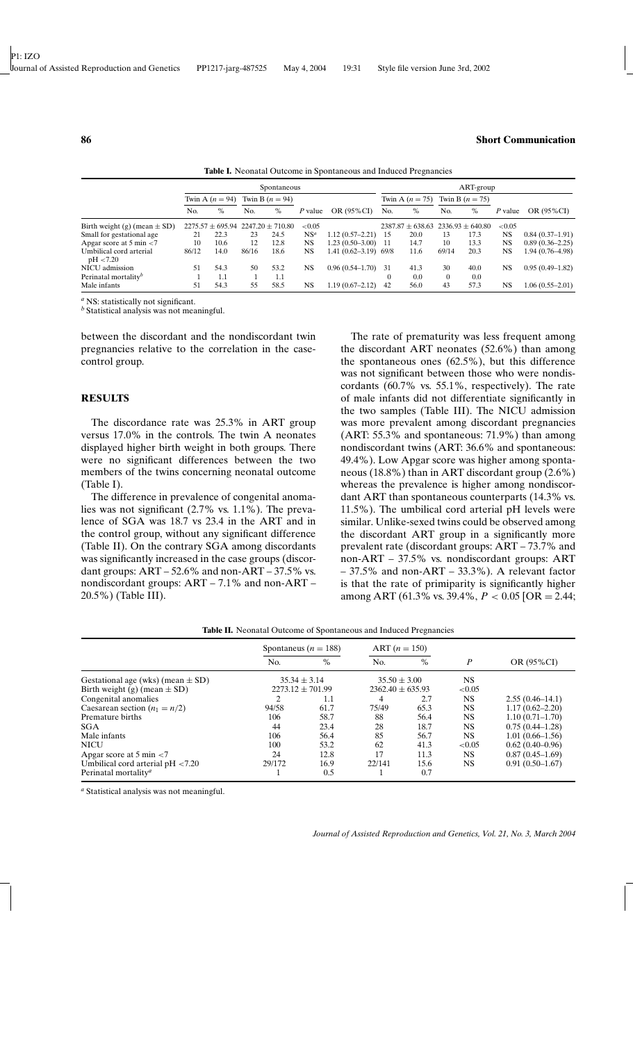**Table I.** Neonatal Outcome in Spontaneous and Induced Pregnancies

| | Spontaneous | | | | | | ART-group | | | | | |
|---|---|---|---|---|---|---|---|---|---|---|---|---|
| | Twin A ($n = 94$) | | Twin B ($n = 94$) | | | | Twin A ($n = 75$) | | Twin B ($n = 75$) | | | |
| | No. | % | No. | % | *P* value | OR (95%CI) | No. | % | No. | % | *P* value | OR (95%CI) |
| Birth weight (g) (mean ± SD) | 2275.57 ± 695.94 | | 2247.20 ± 710.80 | | <0.05 | | 2387.87 ± 638.63 | | 2336.93 ± 640.80 | | <0.05 | |
| Small for gestational age | 21 | 22.3 | 23 | 24.5 | NS[a] | 1.12 (0.57–2.21) | 15 | 20.0 | 13 | 17.3 | NS | 0.84 (0.37–1.91) |
| Apgar score at 5 min <7 | 10 | 10.6 | 12 | 12.8 | NS | 1.23 (0.50–3.00) | 11 | 14.7 | 10 | 13.3 | NS | 0.89 (0.36–2.25) |
| Umbilical cord arterial pH <7.20 | 86/12 | 14.0 | 86/16 | 18.6 | NS | 1.41 (0.62–3.19) | 69/8 | 11.6 | 69/14 | 20.3 | NS | 1.94 (0.76–4.98) |
| NICU admission | 51 | 54.3 | 50 | 53.2 | NS | 0.96 (0.54–1.70) | 31 | 41.3 | 30 | 40.0 | NS | 0.95 (0.49–1.82) |
| Perinatal mortality[b] | 1 | 1.1 | 1 | 1.1 | | | 0 | 0.0 | 0 | 0.0 | | |
| Male infants | 51 | 54.3 | 55 | 58.5 | NS | 1.19 (0.67–2.12) | 42 | 56.0 | 43 | 57.3 | NS | 1.06 (0.55–2.01) |

[a] NS: statistically not significant.
[b] Statistical analysis was not meaningful.

between the discordant and the nondiscordant twin pregnancies relative to the correlation in the case-control group.

## RESULTS

The discordance rate was 25.3% in ART group versus 17.0% in the controls. The twin A neonates displayed higher birth weight in both groups. There were no significant differences between the two members of the twins concerning neonatal outcome (Table I).

The difference in prevalence of congenital anomalies was not significant (2.7% vs. 1.1%). The prevalence of SGA was 18.7 vs 23.4 in the ART and in the control group, without any significant difference (Table II). On the contrary SGA among discordants was significantly increased in the case groups (discordant groups: ART – 52.6% and non-ART – 37.5% vs. nondiscordant groups: ART – 7.1% and non-ART – 20.5%) (Table III).

The rate of prematurity was less frequent among the discordant ART neonates (52.6%) than among the spontaneous ones (62.5%), but this difference was not significant between those who were nondiscordants (60.7% vs. 55.1%, respectively). The rate of male infants did not differentiate significantly in the two samples (Table III). The NICU admission was more prevalent among discordant pregnancies (ART: 55.3% and spontaneous: 71.9%) than among nondiscordant twins (ART: 36.6% and spontaneous: 49.4%). Low Apgar score was higher among spontaneous (18.8%) than in ART discordant group (2.6%) whereas the prevalence is higher among nondiscordant ART than spontaneous counterparts (14.3% vs. 11.5%). The umbilical cord arterial pH levels were similar. Unlike-sexed twins could be observed among the discordant ART group in a significantly more prevalent rate (discordant groups: ART – 73.7% and non-ART – 37.5% vs. nondiscordant groups: ART – 37.5% and non-ART – 33.3%). A relevant factor is that the rate of primiparity is significantly higher among ART (61.3% vs. 39.4%, $P < 0.05$ [OR = 2.44;

**Table II.** Neonatal Outcome of Spontaneous and Induced Pregnancies

| | Spontaneus ($n = 188$) | | ART ($n = 150$) | | | |
|---|---|---|---|---|---|---|
| | No. | % | No. | % | *P* | OR (95%CI) |
| Gestational age (wks) (mean ± SD) | 35.34 ± 3.14 | | 35.50 ± 3.00 | | NS | |
| Birth weight (g) (mean ± SD) | 2273.12 ± 701.99 | | 2362.40 ± 635.93 | | <0.05 | |
| Congenital anomalies | 2 | 1.1 | 4 | 2.7 | NS | 2.55 (0.46–14.1) |
| Caesarean section ($n_1 = n/2$) | 94/58 | 61.7 | 75/49 | 65.3 | NS | 1.17 (0.62–2.20) |
| Premature births | 106 | 58.7 | 88 | 56.4 | NS | 1.10 (0.71–1.70) |
| SGA | 44 | 23.4 | 28 | 18.7 | NS | 0.75 (0.44–1.28) |
| Male infants | 106 | 56.4 | 85 | 56.7 | NS | 1.01 (0.66–1.56) |
| NICU | 100 | 53.2 | 62 | 41.3 | <0.05 | 0.62 (0.40–0.96) |
| Apgar score at 5 min <7 | 24 | 12.8 | 17 | 11.3 | NS | 0.87 (0.45–1.69) |
| Umbilical cord arterial pH <7.20 | 29/172 | 16.9 | 22/141 | 15.6 | NS | 0.91 (0.50–1.67) |
| Perinatal mortality[a] | 1 | 0.5 | 1 | 0.7 | | |

[a] Statistical analysis was not meaningful.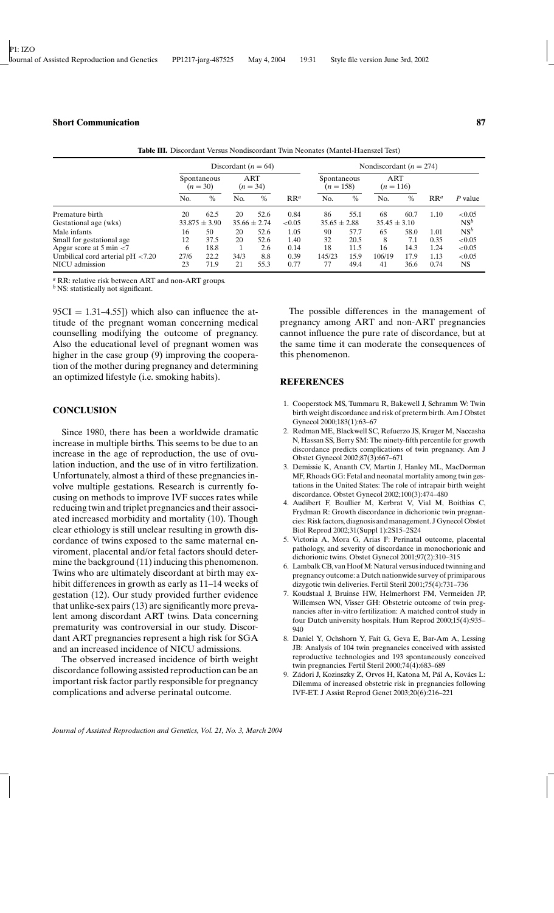**Table III.** Discordant Versus Nondiscordant Twin Neonates (Mantel-Haenszel Test)

| | Discordant ($n = 64$) | | | | | Nondiscordant ($n = 274$) | | | | | |
|---|---|---|---|---|---|---|---|---|---|---|---|
| | Spontaneous ($n = 30$) | | ART ($n = 34$) | | | Spontaneous ($n = 158$) | | ART ($n = 116$) | | | |
| | No. | % | No. | % | RR[a] | No. | % | No. | % | RR[a] | P value |
| Premature birth | 20 | 62.5 | 20 | 52.6 | 0.84 | 86 | 55.1 | 68 | 60.7 | 1.10 | <0.05 |
| Gestational age (wks) | $33.875 \pm 3.90$ | | $35.66 \pm 2.74$ | | <0.05 | $35.65 \pm 2.88$ | | $35.45 \pm 3.10$ | | | NS[b] |
| Male infants | 16 | 50 | 20 | 52.6 | 1.05 | 90 | 57.7 | 65 | 58.0 | 1.01 | NS[b] |
| Small for gestational age | 12 | 37.5 | 20 | 52.6 | 1.40 | 32 | 20.5 | 8 | 7.1 | 0.35 | <0.05 |
| Apgar score at 5 min <7 | 6 | 18.8 | 1 | 2.6 | 0.14 | 18 | 11.5 | 16 | 14.3 | 1.24 | <0.05 |
| Umbilical cord arterial pH <7.20 | 27/6 | 22.2 | 34/3 | 8.8 | 0.39 | 145/23 | 15.9 | 106/19 | 17.9 | 1.13 | <0.05 |
| NICU admission | 23 | 71.9 | 21 | 55.3 | 0.77 | 77 | 49.4 | 41 | 36.6 | 0.74 | NS |

[a] RR: relative risk between ART and non-ART groups.
[b] NS: statistically not significant.

95CI = 1.31–4.55]) which also can influence the attitude of the pregnant woman concerning medical counselling modifying the outcome of pregnancy. Also the educational level of pregnant women was higher in the case group (9) improving the cooperation of the mother during pregnancy and determining an optimized lifestyle (i.e. smoking habits).

## CONCLUSION

Since 1980, there has been a worldwide dramatic increase in multiple births. This seems to be due to an increase in the age of reproduction, the use of ovulation induction, and the use of in vitro fertilization. Unfortunately, almost a third of these pregnancies involve multiple gestations. Research is currently focusing on methods to improve IVF succes rates while reducing twin and triplet pregnancies and their associated increased morbidity and mortality (10). Though clear ethiology is still unclear resulting in growth discordance of twins exposed to the same maternal enviroment, placental and/or fetal factors should determine the background (11) inducing this phenomenon. Twins who are ultimately discordant at birth may exhibit differences in growth as early as 11–14 weeks of gestation (12). Our study provided further evidence that unlike-sex pairs (13) are significantly more prevalent among discordant ART twins. Data concerning prematurity was controversial in our study. Discordant ART pregnancies represent a high risk for SGA and an increased incidence of NICU admissions.

The observed increased incidence of birth weight discordance following assisted reproduction can be an important risk factor partly responsible for pregnancy complications and adverse perinatal outcome.

The possible differences in the management of pregnancy among ART and non-ART pregnancies cannot influence the pure rate of discordance, but at the same time it can moderate the consequences of this phenomenon.

## REFERENCES

1. Cooperstock MS, Tummaru R, Bakewell J, Schramm W: Twin birth weight discordance and risk of preterm birth. Am J Obstet Gynecol 2000;183(1):63–67
2. Redman ME, Blackwell SC, Refuerzo JS, Kruger M, Naccasha N, Hassan SS, Berry SM: The ninety-fifth percentile for growth discordance predicts complications of twin pregnancy. Am J Obstet Gynecol 2002;87(3):667–671
3. Demissie K, Ananth CV, Martin J, Hanley ML, MacDorman MF, Rhoads GG: Fetal and neonatal mortality among twin gestations in the United States: The role of intrapair birth weight discordance. Obstet Gynecol 2002;100(3):474–480
4. Audibert F, Boullier M, Kerbrat V, Vial M, Boithias C, Frydman R: Growth discordance in dichorionic twin pregnancies: Risk factors, diagnosis and management. J Gynecol Obstet Biol Reprod 2002;31(Suppl 1):2S15–2S24
5. Victoria A, Mora G, Arias F: Perinatal outcome, placental pathology, and severity of discordance in monochorionic and dichorionic twins. Obstet Gynecol 2001;97(2):310–315
6. Lambalk CB, van Hoof M: Natural versus induced twinning and pregnancy outcome: a Dutch nationwide survey of primiparous dizygotic twin deliveries. Fertil Steril 2001;75(4):731–736
7. Koudstaal J, Bruinse HW, Helmerhorst FM, Vermeiden JP, Willemsen WN, Visser GH: Obstetric outcome of twin pregnancies after in-vitro fertilization: A matched control study in four Dutch university hospitals. Hum Reprod 2000;15(4):935–940
8. Daniel Y, Ochshorn Y, Fait G, Geva E, Bar-Am A, Lessing JB: Analysis of 104 twin pregnancies conceived with assisted reproductive technologies and 193 spontaneously conceived twin pregnancies. Fertil Steril 2000;74(4):683–689
9. Zádori J, Kozinszky Z, Orvos H, Katona M, Pál A, Kovács L: Dilemma of increased obstetric risk in pregnancies following IVF-ET. J Assist Reprod Genet 2003;20(6):216–221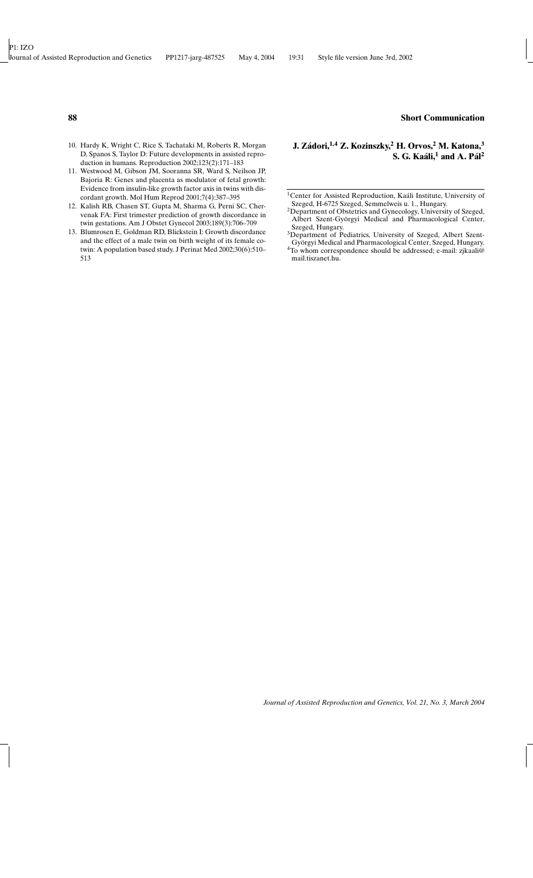10. Hardy K, Wright C, Rice S, Tachataki M, Roberts R, Morgan D, Spanos S, Taylor D: Future developments in assisted reproduction in humans. Reproduction 2002;123(2):171–183
11. Westwood M, Gibson JM, Sooranna SR, Ward S, Neilson JP, Bajoria R: Genes and placenta as modulator of fetal growth: Evidence from insulin-like growth factor axis in twins with discordant growth. Mol Hum Reprod 2001;7(4):387–395
12. Kalish RB, Chasen ST, Gupta M, Sharma G, Perni SC, Chervenak FA: First trimester prediction of growth discordance in twin gestations. Am J Obstet Gynecol 2003;189(3):706–709
13. Blumrosen E, Goldman RD, Blickstein I: Growth discordance and the effect of a male twin on birth weight of its female co-twin: A population based study. J Perinat Med 2002;30(6):510–513

**J. Zádori,[1,4] Z. Kozinszky,[2] H. Orvos,[2] M. Katona,[3] S. G. Kaáli,[1] and A. Pál[2]**

[1] Center for Assisted Reproduction, Kaáli Institute, University of Szeged, H-6725 Szeged, Semmelweis u. 1., Hungary.

[2] Department of Obstetrics and Gynecology, University of Szeged, Albert Szent-Györgyi Medical and Pharmacological Center, Szeged, Hungary.

[3] Department of Pediatrics, University of Szeged, Albert Szent-Györgyi Medical and Pharmacological Center, Szeged, Hungary.

[4] To whom correspondence should be addressed; e-mail: zjkaali@mail.tiszanet.hu.